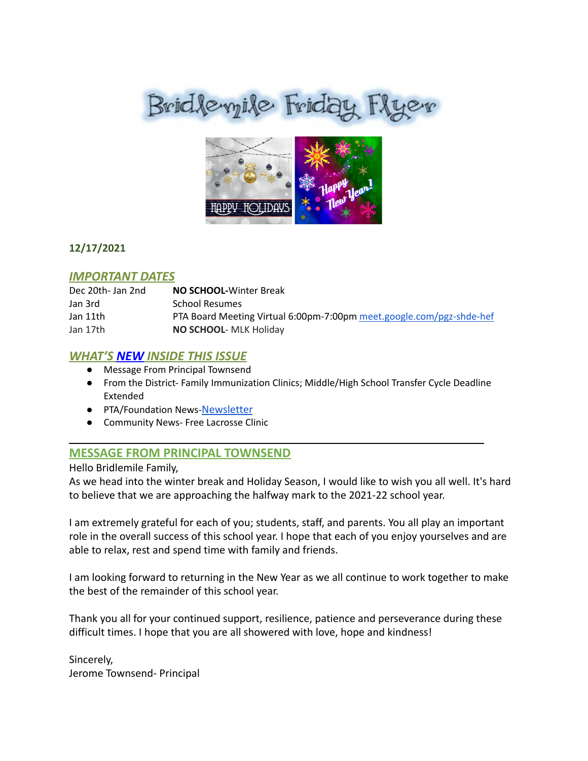# Bridlemile Friday Flyer

**12/17/2021**

## *IMPORTANT DATES*

| | |
|---|---|
| Dec 20th- Jan 2nd | **NO SCHOOL-**Winter Break |
| Jan 3rd | School Resumes |
| Jan 11th | PTA Board Meeting Virtual 6:00pm-7:00pm [meet.google.com/pgz-shde-hef](meet.google.com/pgz-shde-hef) |
| Jan 17th | **NO SCHOOL**- MLK Holiday |

## *WHAT'S NEW INSIDE THIS ISSUE*

- Message From Principal Townsend
- From the District- Family Immunization Clinics; Middle/High School Transfer Cycle Deadline Extended
- PTA/Foundation News-[Newsletter]()
- Community News- Free Lacrosse Clinic

---

## MESSAGE FROM PRINCIPAL TOWNSEND

Hello Bridlemile Family,

As we head into the winter break and Holiday Season, I would like to wish you all well. It's hard to believe that we are approaching the halfway mark to the 2021-22 school year.

I am extremely grateful for each of you; students, staff, and parents. You all play an important role in the overall success of this school year. I hope that each of you enjoy yourselves and are able to relax, rest and spend time with family and friends.

I am looking forward to returning in the New Year as we all continue to work together to make the best of the remainder of this school year.

Thank you all for your continued support, resilience, patience and perseverance during these difficult times. I hope that you are all showered with love, hope and kindness!

Sincerely,
Jerome Townsend- Principal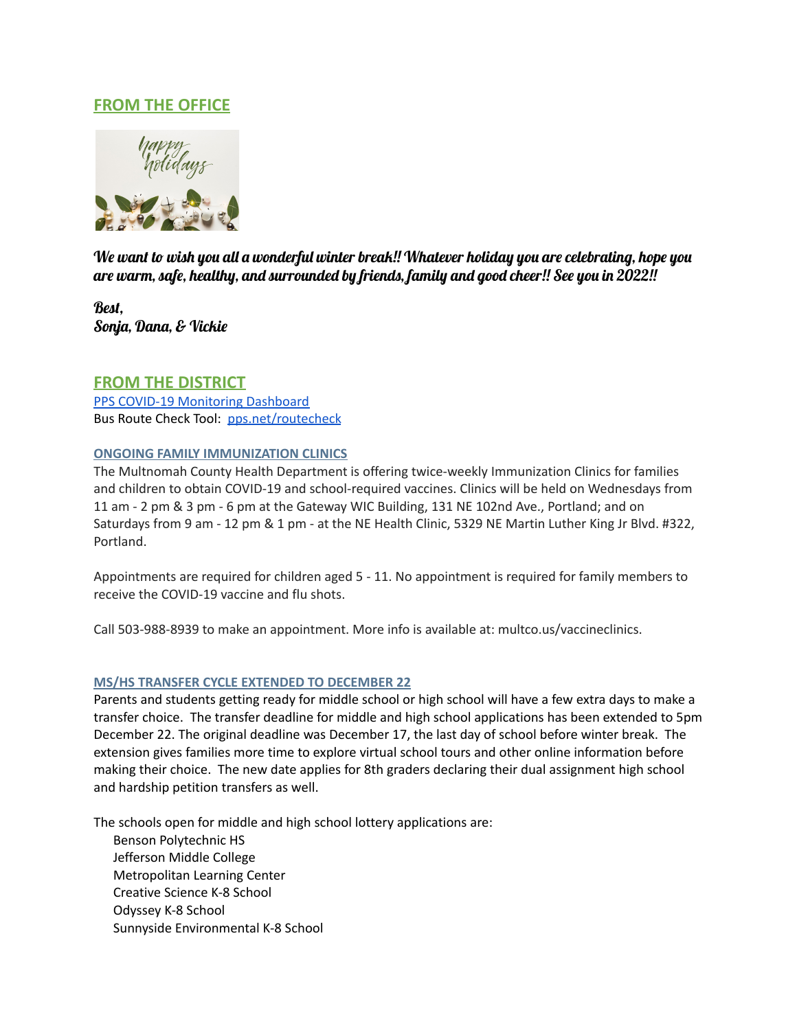## FROM THE OFFICE

***We want to wish you all a wonderful winter break!! Whatever holiday you are celebrating, hope you are warm, safe, healthy, and surrounded by friends, family and good cheer!! See you in 2022!!***

***Best,***
***Sonja, Dana, & Vickie***

## FROM THE DISTRICT

PPS COVID-19 Monitoring Dashboard
Bus Route Check Tool: pps.net/routecheck

### ONGOING FAMILY IMMUNIZATION CLINICS

The Multnomah County Health Department is offering twice-weekly Immunization Clinics for families and children to obtain COVID-19 and school-required vaccines. Clinics will be held on Wednesdays from 11 am - 2 pm & 3 pm - 6 pm at the Gateway WIC Building, 131 NE 102nd Ave., Portland; and on Saturdays from 9 am - 12 pm & 1 pm - at the NE Health Clinic, 5329 NE Martin Luther King Jr Blvd. #322, Portland.

Appointments are required for children aged 5 - 11. No appointment is required for family members to receive the COVID-19 vaccine and flu shots.

Call 503-988-8939 to make an appointment. More info is available at: multco.us/vaccineclinics.

### MS/HS TRANSFER CYCLE EXTENDED TO DECEMBER 22

Parents and students getting ready for middle school or high school will have a few extra days to make a transfer choice. The transfer deadline for middle and high school applications has been extended to 5pm December 22. The original deadline was December 17, the last day of school before winter break. The extension gives families more time to explore virtual school tours and other online information before making their choice. The new date applies for 8th graders declaring their dual assignment high school and hardship petition transfers as well.

The schools open for middle and high school lottery applications are:

- Benson Polytechnic HS
- Jefferson Middle College
- Metropolitan Learning Center
- Creative Science K-8 School
- Odyssey K-8 School
- Sunnyside Environmental K-8 School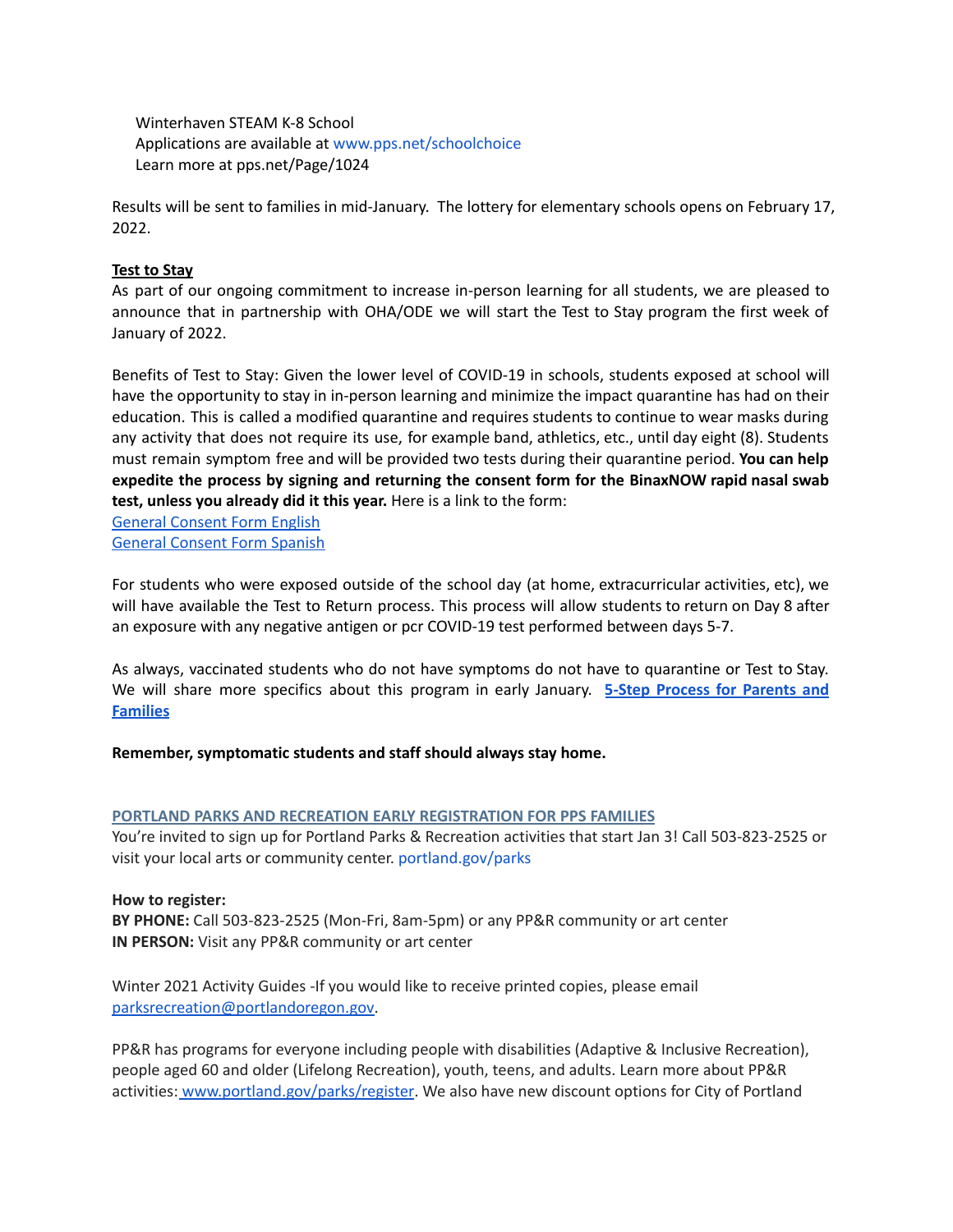Winterhaven STEAM K-8 School
Applications are available at www.pps.net/schoolchoice
Learn more at pps.net/Page/1024

Results will be sent to families in mid-January. The lottery for elementary schools opens on February 17, 2022.

**Test to Stay**

As part of our ongoing commitment to increase in-person learning for all students, we are pleased to announce that in partnership with OHA/ODE we will start the Test to Stay program the first week of January of 2022.

Benefits of Test to Stay: Given the lower level of COVID-19 in schools, students exposed at school will have the opportunity to stay in in-person learning and minimize the impact quarantine has had on their education. This is called a modified quarantine and requires students to continue to wear masks during any activity that does not require its use, for example band, athletics, etc., until day eight (8). Students must remain symptom free and will be provided two tests during their quarantine period. **You can help expedite the process by signing and returning the consent form for the BinaxNOW rapid nasal swab test, unless you already did it this year.** Here is a link to the form:
General Consent Form English
General Consent Form Spanish

For students who were exposed outside of the school day (at home, extracurricular activities, etc), we will have available the Test to Return process. This process will allow students to return on Day 8 after an exposure with any negative antigen or pcr COVID-19 test performed between days 5-7.

As always, vaccinated students who do not have symptoms do not have to quarantine or Test to Stay. We will share more specifics about this program in early January. **5-Step Process for Parents and Families**

**Remember, symptomatic students and staff should always stay home.**

**PORTLAND PARKS AND RECREATION EARLY REGISTRATION FOR PPS FAMILIES**

You're invited to sign up for Portland Parks & Recreation activities that start Jan 3! Call 503-823-2525 or visit your local arts or community center. portland.gov/parks

**How to register:**
**BY PHONE:** Call 503-823-2525 (Mon-Fri, 8am-5pm) or any PP&R community or art center
**IN PERSON:** Visit any PP&R community or art center

Winter 2021 Activity Guides -If you would like to receive printed copies, please email parksrecreation@portlandoregon.gov.

PP&R has programs for everyone including people with disabilities (Adaptive & Inclusive Recreation), people aged 60 and older (Lifelong Recreation), youth, teens, and adults. Learn more about PP&R activities: www.portland.gov/parks/register. We also have new discount options for City of Portland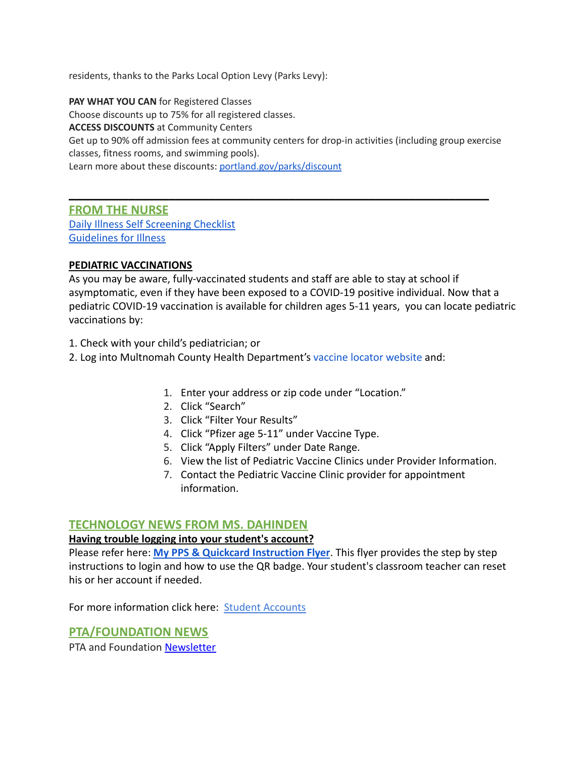residents, thanks to the Parks Local Option Levy (Parks Levy):

**PAY WHAT YOU CAN** for Registered Classes
Choose discounts up to 75% for all registered classes.
**ACCESS DISCOUNTS** at Community Centers
Get up to 90% off admission fees at community centers for drop-in activities (including group exercise classes, fitness rooms, and swimming pools).
Learn more about these discounts: portland.gov/parks/discount

---

## FROM THE NURSE

Daily Illness Self Screening Checklist
Guidelines for Illness

**PEDIATRIC VACCINATIONS**

As you may be aware, fully-vaccinated students and staff are able to stay at school if asymptomatic, even if they have been exposed to a COVID-19 positive individual. Now that a pediatric COVID-19 vaccination is available for children ages 5-11 years, you can locate pediatric vaccinations by:

1. Check with your child's pediatrician; or
2. Log into Multnomah County Health Department's vaccine locator website and:
    1. Enter your address or zip code under "Location."
    2. Click "Search"
    3. Click "Filter Your Results"
    4. Click "Pfizer age 5-11" under Vaccine Type.
    5. Click "Apply Filters" under Date Range.
    6. View the list of Pediatric Vaccine Clinics under Provider Information.
    7. Contact the Pediatric Vaccine Clinic provider for appointment information.

## TECHNOLOGY NEWS FROM MS. DAHINDEN

**Having trouble logging into your student's account?**

Please refer here: **My PPS & Quickcard Instruction Flyer**. This flyer provides the step by step instructions to login and how to use the QR badge. Your student's classroom teacher can reset his or her account if needed.

For more information click here: Student Accounts

## PTA/FOUNDATION NEWS

PTA and Foundation Newsletter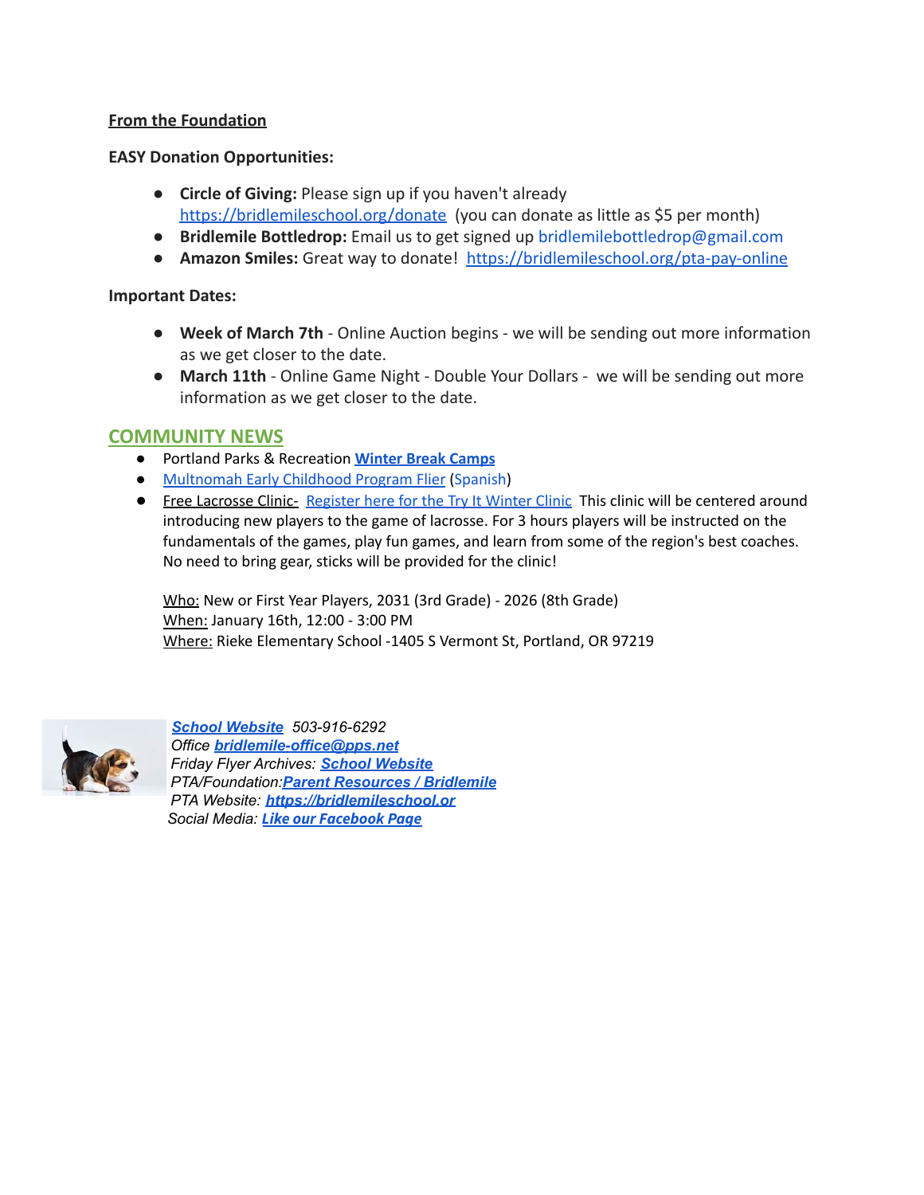**From the Foundation**

**EASY Donation Opportunities:**

- **Circle of Giving:** Please sign up if you haven't already https://bridlemileschool.org/donate (you can donate as little as $5 per month)
- **Bridlemile Bottledrop:** Email us to get signed up bridlemilebottledrop@gmail.com
- **Amazon Smiles:** Great way to donate! https://bridlemileschool.org/pta-pay-online

**Important Dates:**

- **Week of March 7th** - Online Auction begins - we will be sending out more information as we get closer to the date.
- **March 11th** - Online Game Night - Double Your Dollars - we will be sending out more information as we get closer to the date.

## COMMUNITY NEWS

- Portland Parks & Recreation **Winter Break Camps**
- Multnomah Early Childhood Program Flier (Spanish)
- Free Lacrosse Clinic- Register here for the Try It Winter Clinic This clinic will be centered around introducing new players to the game of lacrosse. For 3 hours players will be instructed on the fundamentals of the games, play fun games, and learn from some of the region's best coaches. No need to bring gear, sticks will be provided for the clinic!

  Who: New or First Year Players, 2031 (3rd Grade) - 2026 (8th Grade)
  When: January 16th, 12:00 - 3:00 PM
  Where: Rieke Elementary School -1405 S Vermont St, Portland, OR 97219

***School Website*** *503-916-6292*
*Office* ***bridlemile-office@pps.net***
*Friday Flyer Archives:* ***School Website***
*PTA/Foundation:****Parent Resources / Bridlemile***
*PTA Website:* ***https://bridlemileschool.or***
*Social Media:* ***Like our Facebook Page***